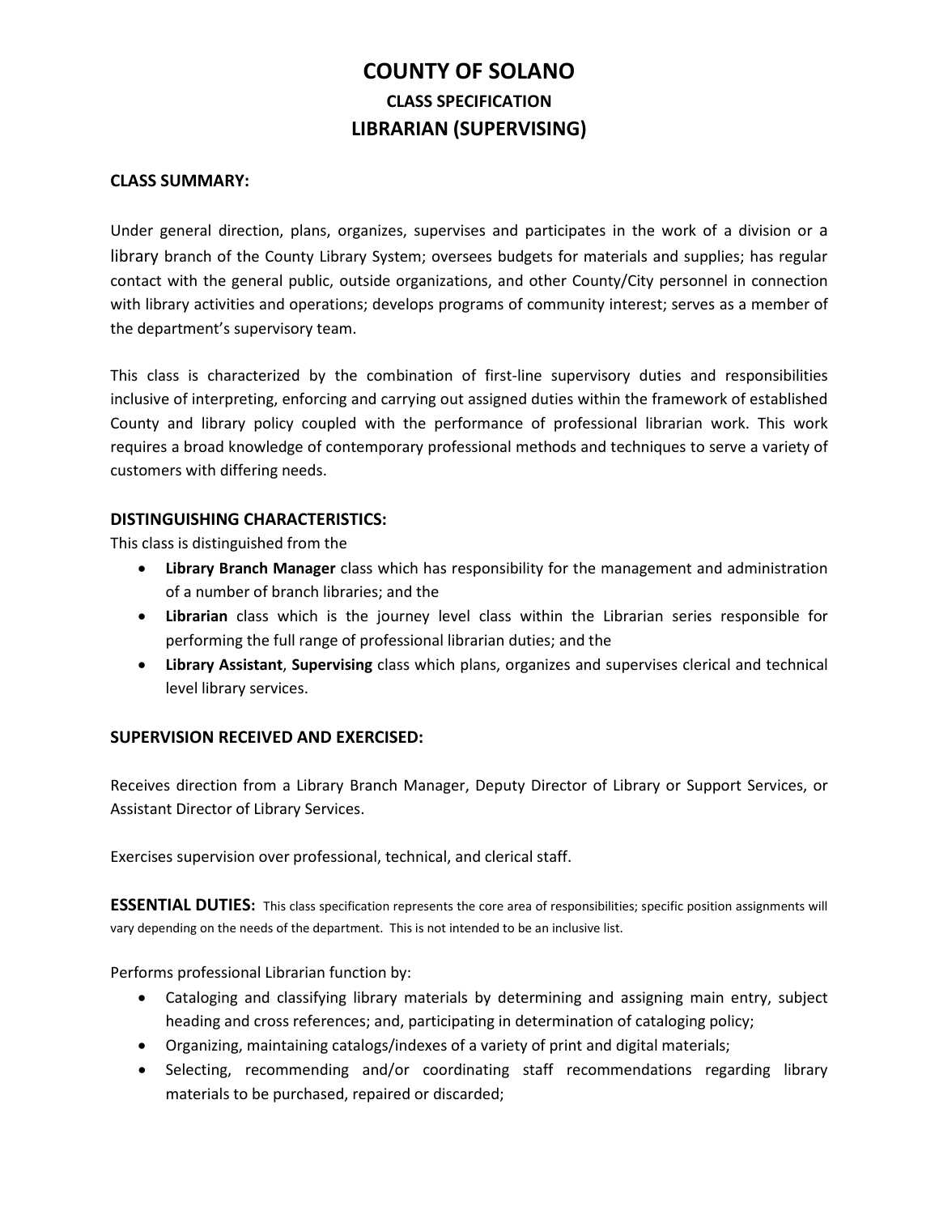# COUNTY OF SOLANO

## CLASS SPECIFICATION

## LIBRARIAN (SUPERVISING)

### CLASS SUMMARY:

Under general direction, plans, organizes, supervises and participates in the work of a division or a library branch of the County Library System; oversees budgets for materials and supplies; has regular contact with the general public, outside organizations, and other County/City personnel in connection with library activities and operations; develops programs of community interest; serves as a member of the department's supervisory team.

This class is characterized by the combination of first-line supervisory duties and responsibilities inclusive of interpreting, enforcing and carrying out assigned duties within the framework of established County and library policy coupled with the performance of professional librarian work. This work requires a broad knowledge of contemporary professional methods and techniques to serve a variety of customers with differing needs.

### DISTINGUISHING CHARACTERISTICS:

This class is distinguished from the

- **Library Branch Manager** class which has responsibility for the management and administration of a number of branch libraries; and the
- **Librarian** class which is the journey level class within the Librarian series responsible for performing the full range of professional librarian duties; and the
- **Library Assistant**, **Supervising** class which plans, organizes and supervises clerical and technical level library services.

### SUPERVISION RECEIVED AND EXERCISED:

Receives direction from a Library Branch Manager, Deputy Director of Library or Support Services, or Assistant Director of Library Services.

Exercises supervision over professional, technical, and clerical staff.

**ESSENTIAL DUTIES:** This class specification represents the core area of responsibilities; specific position assignments will vary depending on the needs of the department. This is not intended to be an inclusive list.

Performs professional Librarian function by:

- Cataloging and classifying library materials by determining and assigning main entry, subject heading and cross references; and, participating in determination of cataloging policy;
- Organizing, maintaining catalogs/indexes of a variety of print and digital materials;
- Selecting, recommending and/or coordinating staff recommendations regarding library materials to be purchased, repaired or discarded;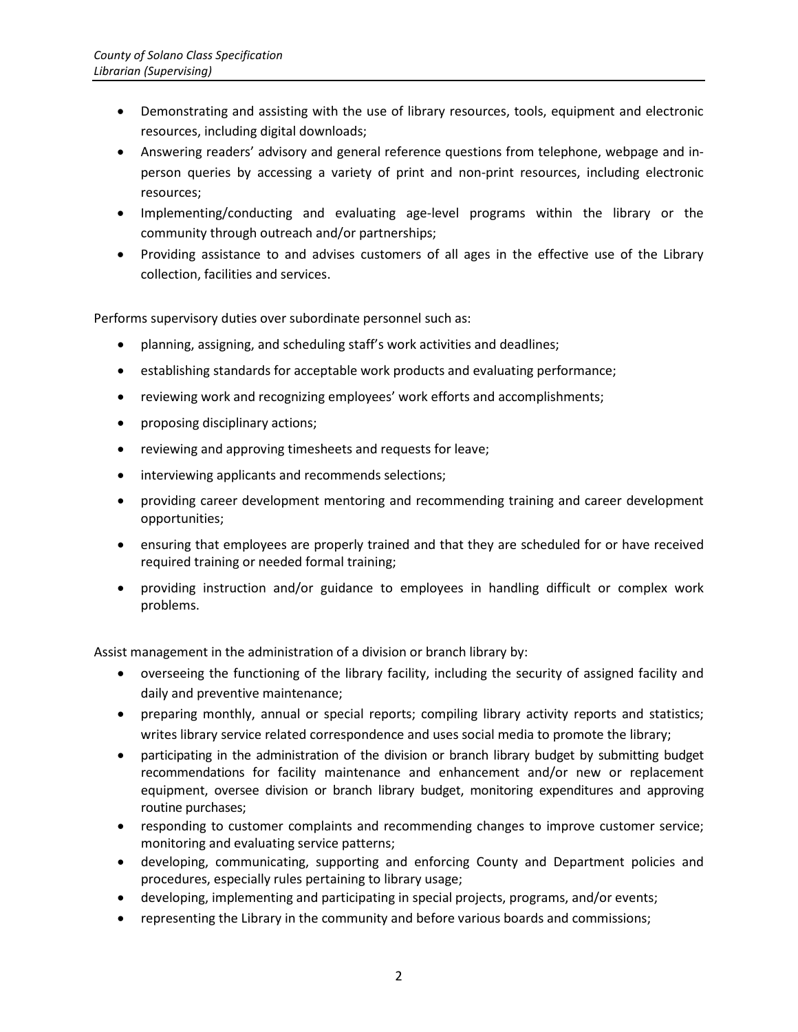- Demonstrating and assisting with the use of library resources, tools, equipment and electronic resources, including digital downloads;
- Answering readers' advisory and general reference questions from telephone, webpage and in-person queries by accessing a variety of print and non-print resources, including electronic resources;
- Implementing/conducting and evaluating age-level programs within the library or the community through outreach and/or partnerships;
- Providing assistance to and advises customers of all ages in the effective use of the Library collection, facilities and services.

Performs supervisory duties over subordinate personnel such as:

- planning, assigning, and scheduling staff's work activities and deadlines;
- establishing standards for acceptable work products and evaluating performance;
- reviewing work and recognizing employees' work efforts and accomplishments;
- proposing disciplinary actions;
- reviewing and approving timesheets and requests for leave;
- interviewing applicants and recommends selections;
- providing career development mentoring and recommending training and career development opportunities;
- ensuring that employees are properly trained and that they are scheduled for or have received required training or needed formal training;
- providing instruction and/or guidance to employees in handling difficult or complex work problems.

Assist management in the administration of a division or branch library by:

- overseeing the functioning of the library facility, including the security of assigned facility and daily and preventive maintenance;
- preparing monthly, annual or special reports; compiling library activity reports and statistics; writes library service related correspondence and uses social media to promote the library;
- participating in the administration of the division or branch library budget by submitting budget recommendations for facility maintenance and enhancement and/or new or replacement equipment, oversee division or branch library budget, monitoring expenditures and approving routine purchases;
- responding to customer complaints and recommending changes to improve customer service; monitoring and evaluating service patterns;
- developing, communicating, supporting and enforcing County and Department policies and procedures, especially rules pertaining to library usage;
- developing, implementing and participating in special projects, programs, and/or events;
- representing the Library in the community and before various boards and commissions;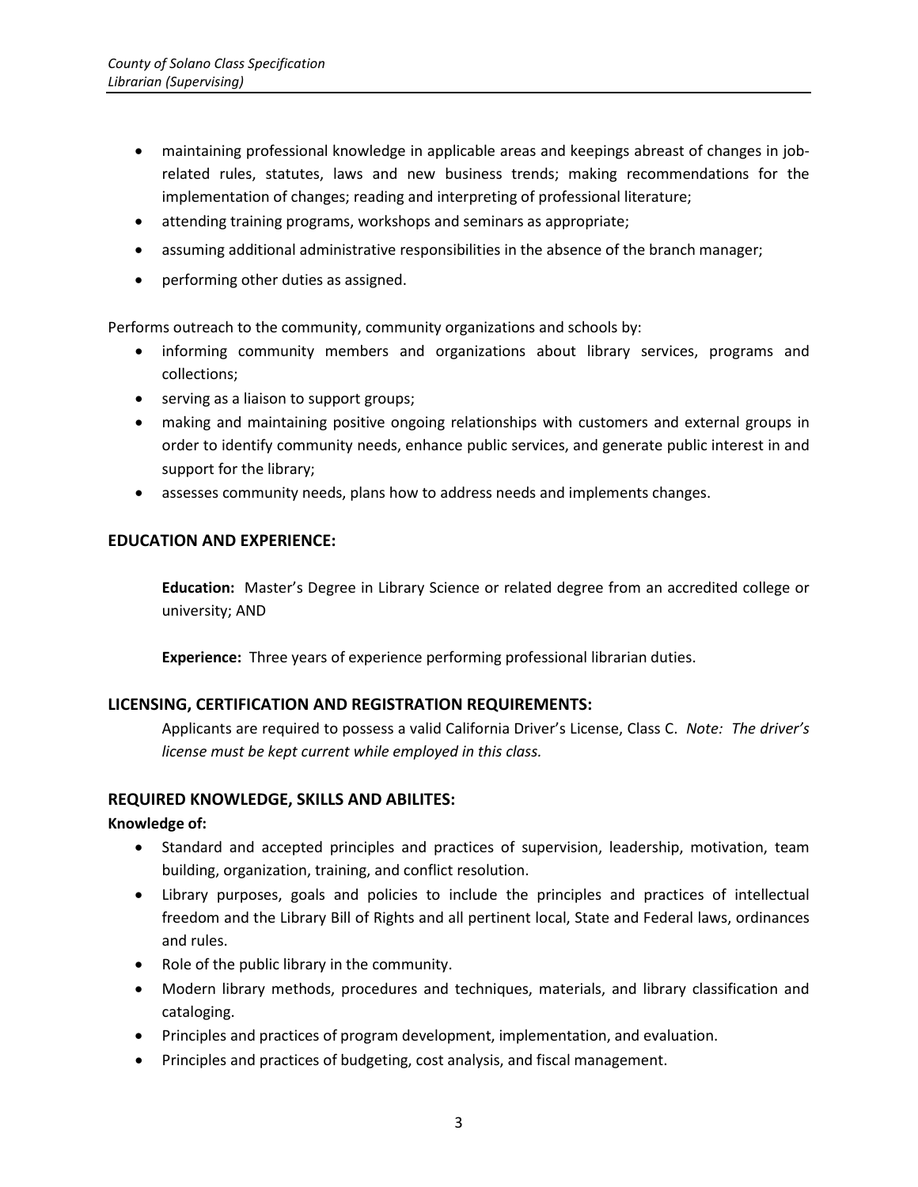- maintaining professional knowledge in applicable areas and keepings abreast of changes in job-related rules, statutes, laws and new business trends; making recommendations for the implementation of changes; reading and interpreting of professional literature;
- attending training programs, workshops and seminars as appropriate;
- assuming additional administrative responsibilities in the absence of the branch manager;
- performing other duties as assigned.

Performs outreach to the community, community organizations and schools by:

- informing community members and organizations about library services, programs and collections;
- serving as a liaison to support groups;
- making and maintaining positive ongoing relationships with customers and external groups in order to identify community needs, enhance public services, and generate public interest in and support for the library;
- assesses community needs, plans how to address needs and implements changes.

## EDUCATION AND EXPERIENCE:

**Education:** Master's Degree in Library Science or related degree from an accredited college or university; AND

**Experience:** Three years of experience performing professional librarian duties.

## LICENSING, CERTIFICATION AND REGISTRATION REQUIREMENTS:

Applicants are required to possess a valid California Driver's License, Class C. *Note: The driver's license must be kept current while employed in this class.*

## REQUIRED KNOWLEDGE, SKILLS AND ABILITES:

**Knowledge of:**

- Standard and accepted principles and practices of supervision, leadership, motivation, team building, organization, training, and conflict resolution.
- Library purposes, goals and policies to include the principles and practices of intellectual freedom and the Library Bill of Rights and all pertinent local, State and Federal laws, ordinances and rules.
- Role of the public library in the community.
- Modern library methods, procedures and techniques, materials, and library classification and cataloging.
- Principles and practices of program development, implementation, and evaluation.
- Principles and practices of budgeting, cost analysis, and fiscal management.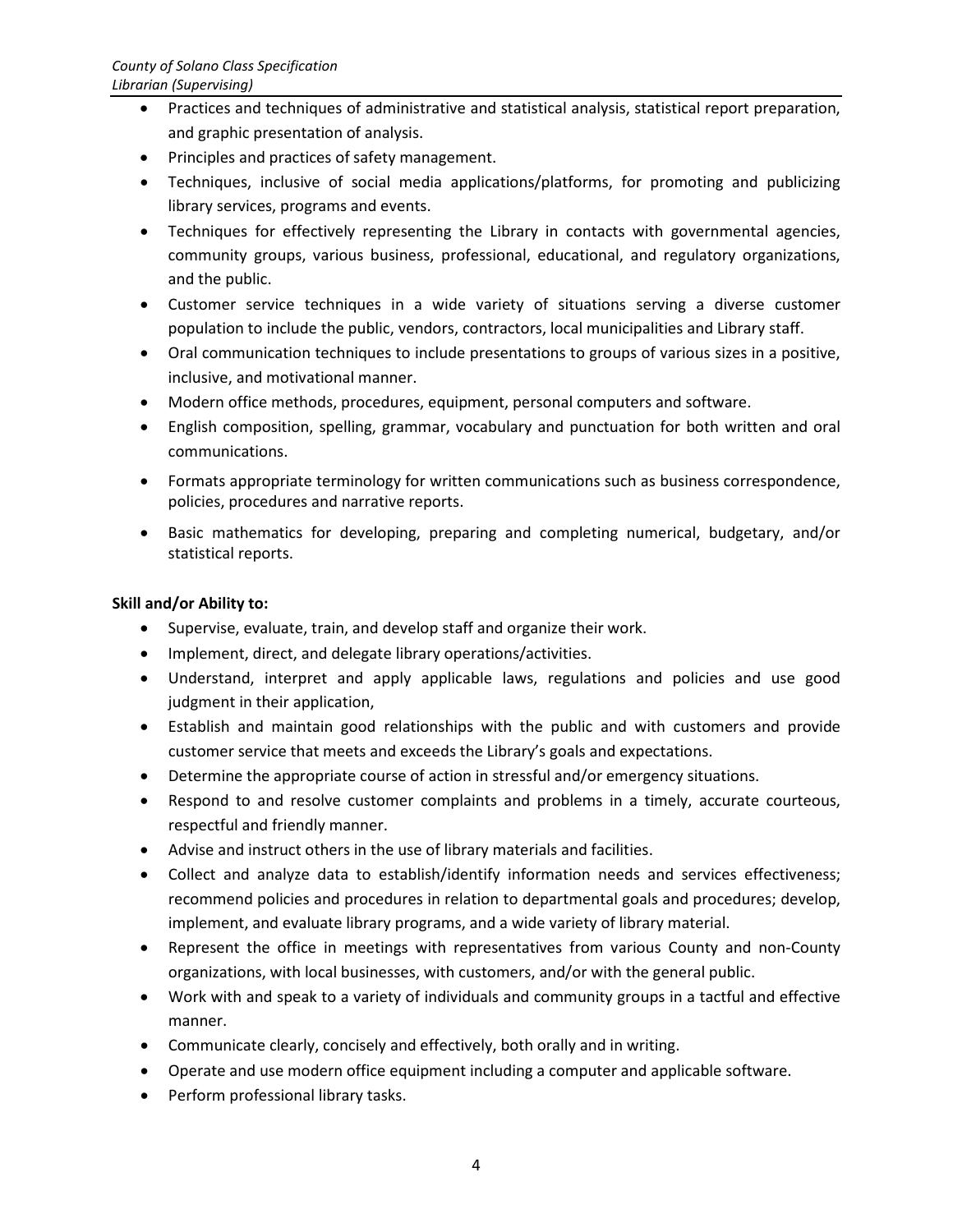- Practices and techniques of administrative and statistical analysis, statistical report preparation, and graphic presentation of analysis.
- Principles and practices of safety management.
- Techniques, inclusive of social media applications/platforms, for promoting and publicizing library services, programs and events.
- Techniques for effectively representing the Library in contacts with governmental agencies, community groups, various business, professional, educational, and regulatory organizations, and the public.
- Customer service techniques in a wide variety of situations serving a diverse customer population to include the public, vendors, contractors, local municipalities and Library staff.
- Oral communication techniques to include presentations to groups of various sizes in a positive, inclusive, and motivational manner.
- Modern office methods, procedures, equipment, personal computers and software.
- English composition, spelling, grammar, vocabulary and punctuation for both written and oral communications.
- Formats appropriate terminology for written communications such as business correspondence, policies, procedures and narrative reports.
- Basic mathematics for developing, preparing and completing numerical, budgetary, and/or statistical reports.

**Skill and/or Ability to:**

- Supervise, evaluate, train, and develop staff and organize their work.
- Implement, direct, and delegate library operations/activities.
- Understand, interpret and apply applicable laws, regulations and policies and use good judgment in their application,
- Establish and maintain good relationships with the public and with customers and provide customer service that meets and exceeds the Library's goals and expectations.
- Determine the appropriate course of action in stressful and/or emergency situations.
- Respond to and resolve customer complaints and problems in a timely, accurate courteous, respectful and friendly manner.
- Advise and instruct others in the use of library materials and facilities.
- Collect and analyze data to establish/identify information needs and services effectiveness; recommend policies and procedures in relation to departmental goals and procedures; develop, implement, and evaluate library programs, and a wide variety of library material.
- Represent the office in meetings with representatives from various County and non-County organizations, with local businesses, with customers, and/or with the general public.
- Work with and speak to a variety of individuals and community groups in a tactful and effective manner.
- Communicate clearly, concisely and effectively, both orally and in writing.
- Operate and use modern office equipment including a computer and applicable software.
- Perform professional library tasks.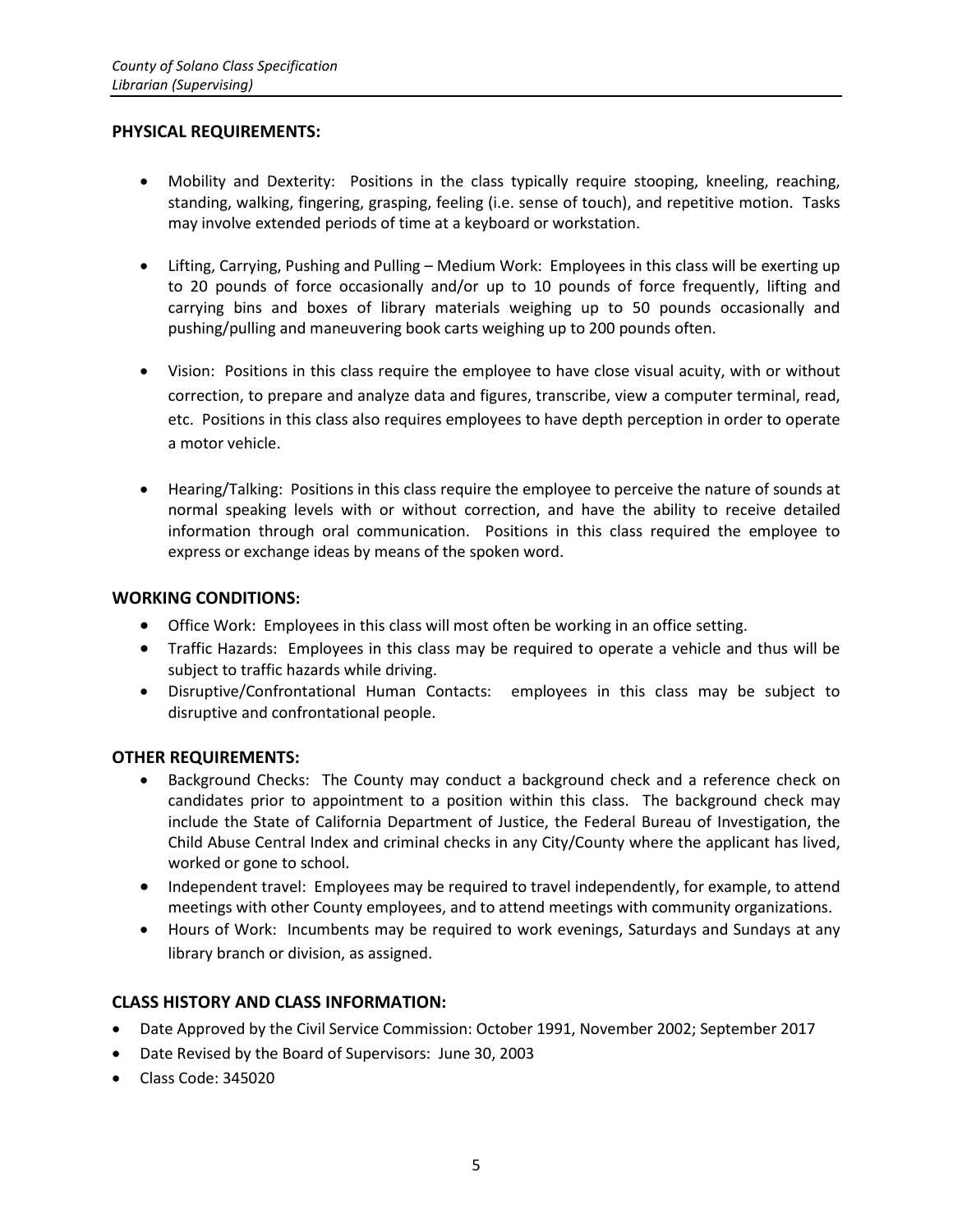## PHYSICAL REQUIREMENTS:

- Mobility and Dexterity: Positions in the class typically require stooping, kneeling, reaching, standing, walking, fingering, grasping, feeling (i.e. sense of touch), and repetitive motion. Tasks may involve extended periods of time at a keyboard or workstation.
- Lifting, Carrying, Pushing and Pulling – Medium Work: Employees in this class will be exerting up to 20 pounds of force occasionally and/or up to 10 pounds of force frequently, lifting and carrying bins and boxes of library materials weighing up to 50 pounds occasionally and pushing/pulling and maneuvering book carts weighing up to 200 pounds often.
- Vision: Positions in this class require the employee to have close visual acuity, with or without correction, to prepare and analyze data and figures, transcribe, view a computer terminal, read, etc. Positions in this class also requires employees to have depth perception in order to operate a motor vehicle.
- Hearing/Talking: Positions in this class require the employee to perceive the nature of sounds at normal speaking levels with or without correction, and have the ability to receive detailed information through oral communication. Positions in this class required the employee to express or exchange ideas by means of the spoken word.

## WORKING CONDITIONS:

- Office Work: Employees in this class will most often be working in an office setting.
- Traffic Hazards: Employees in this class may be required to operate a vehicle and thus will be subject to traffic hazards while driving.
- Disruptive/Confrontational Human Contacts: employees in this class may be subject to disruptive and confrontational people.

## OTHER REQUIREMENTS:

- Background Checks: The County may conduct a background check and a reference check on candidates prior to appointment to a position within this class. The background check may include the State of California Department of Justice, the Federal Bureau of Investigation, the Child Abuse Central Index and criminal checks in any City/County where the applicant has lived, worked or gone to school.
- Independent travel: Employees may be required to travel independently, for example, to attend meetings with other County employees, and to attend meetings with community organizations.
- Hours of Work: Incumbents may be required to work evenings, Saturdays and Sundays at any library branch or division, as assigned.

## CLASS HISTORY AND CLASS INFORMATION:

- Date Approved by the Civil Service Commission: October 1991, November 2002; September 2017
- Date Revised by the Board of Supervisors: June 30, 2003
- Class Code: 345020